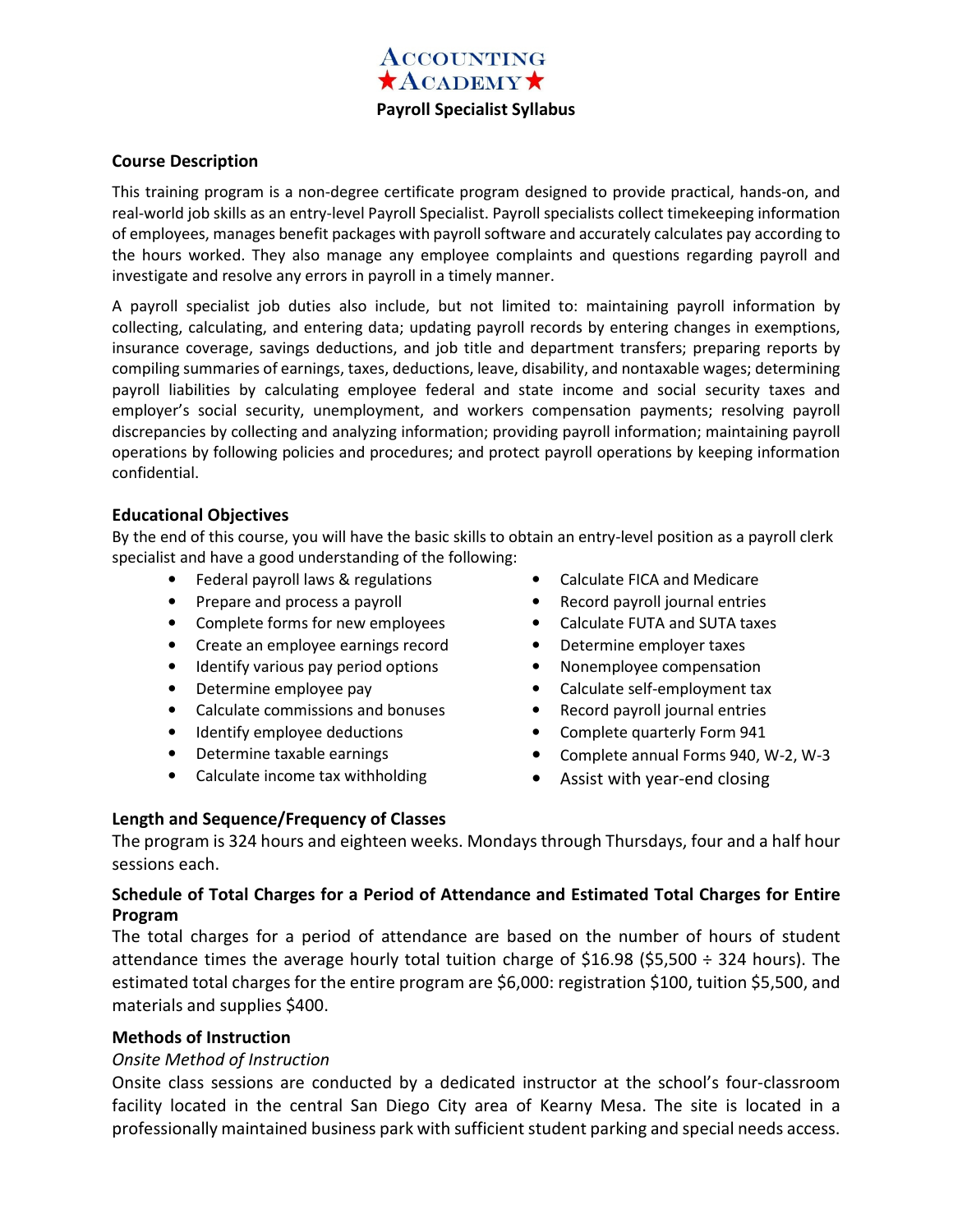# ★Accounting Academy★

## Payroll Specialist Syllabus

### Course Description

This training program is a non-degree certificate program designed to provide practical, hands-on, and real-world job skills as an entry-level Payroll Specialist. Payroll specialists collect timekeeping information of employees, manages benefit packages with payroll software and accurately calculates pay according to the hours worked. They also manage any employee complaints and questions regarding payroll and investigate and resolve any errors in payroll in a timely manner.

A payroll specialist job duties also include, but not limited to: maintaining payroll information by collecting, calculating, and entering data; updating payroll records by entering changes in exemptions, insurance coverage, savings deductions, and job title and department transfers; preparing reports by compiling summaries of earnings, taxes, deductions, leave, disability, and nontaxable wages; determining payroll liabilities by calculating employee federal and state income and social security taxes and employer's social security, unemployment, and workers compensation payments; resolving payroll discrepancies by collecting and analyzing information; providing payroll information; maintaining payroll operations by following policies and procedures; and protect payroll operations by keeping information confidential.

### Educational Objectives

By the end of this course, you will have the basic skills to obtain an entry-level position as a payroll clerk specialist and have a good understanding of the following:

- Federal payroll laws & regulations
- Prepare and process a payroll
- Complete forms for new employees
- Create an employee earnings record
- Identify various pay period options
- Determine employee pay
- Calculate commissions and bonuses
- Identify employee deductions
- Determine taxable earnings
- Calculate income tax withholding
- Calculate FICA and Medicare
- Record payroll journal entries
- Calculate FUTA and SUTA taxes
- Determine employer taxes
- Nonemployee compensation
- Calculate self-employment tax
- Record payroll journal entries
- Complete quarterly Form 941
- Complete annual Forms 940, W-2, W-3
- Assist with year-end closing

### Length and Sequence/Frequency of Classes

The program is 324 hours and eighteen weeks. Mondays through Thursdays, four and a half hour sessions each.

### Schedule of Total Charges for a Period of Attendance and Estimated Total Charges for Entire Program

The total charges for a period of attendance are based on the number of hours of student attendance times the average hourly total tuition charge of $16.98 ($5,500 ÷ 324 hours). The estimated total charges for the entire program are $6,000: registration $100, tuition $5,500, and materials and supplies $400.

### Methods of Instruction

*Onsite Method of Instruction*

Onsite class sessions are conducted by a dedicated instructor at the school's four-classroom facility located in the central San Diego City area of Kearny Mesa. The site is located in a professionally maintained business park with sufficient student parking and special needs access.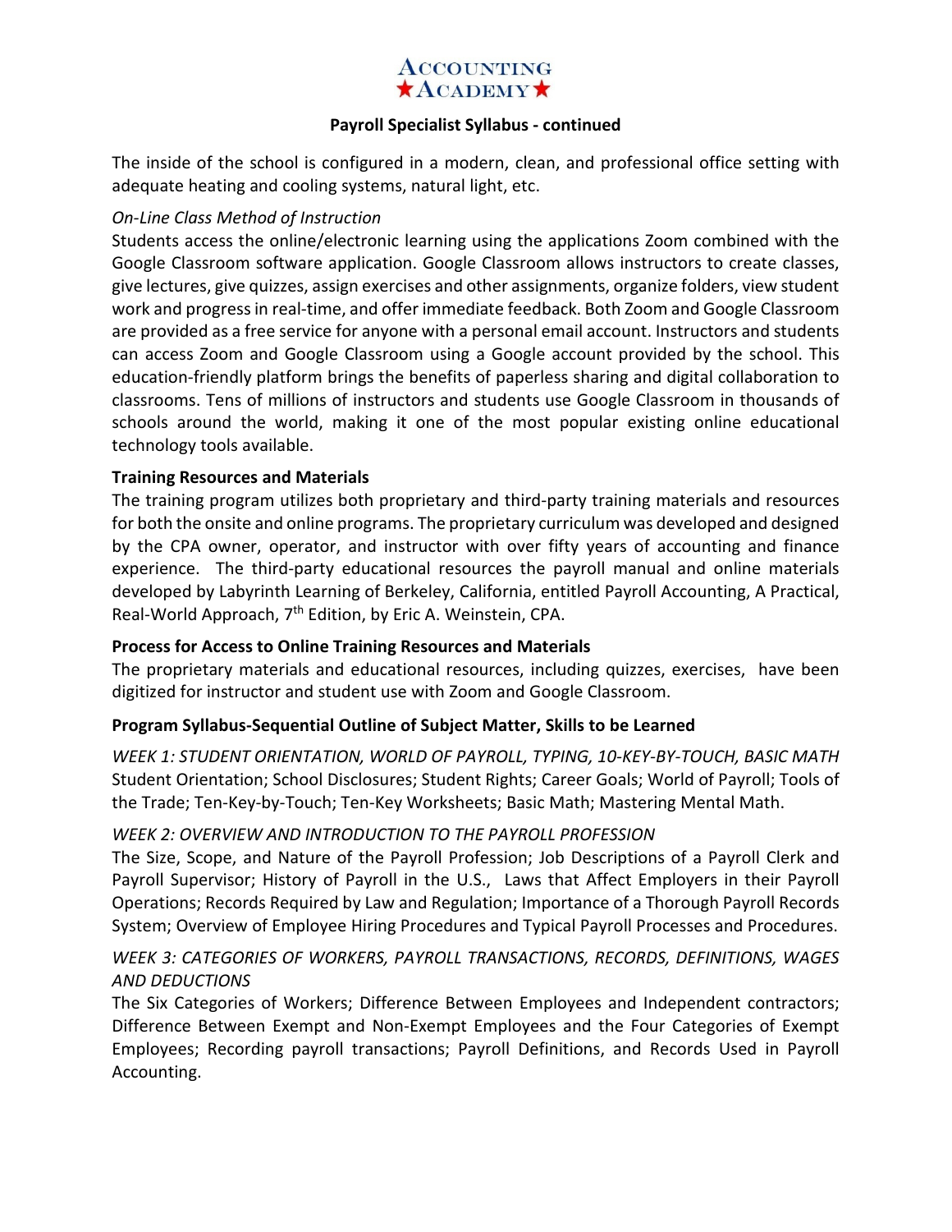**Payroll Specialist Syllabus - continued**

The inside of the school is configured in a modern, clean, and professional office setting with adequate heating and cooling systems, natural light, etc.

*On-Line Class Method of Instruction*

Students access the online/electronic learning using the applications Zoom combined with the Google Classroom software application. Google Classroom allows instructors to create classes, give lectures, give quizzes, assign exercises and other assignments, organize folders, view student work and progress in real-time, and offer immediate feedback. Both Zoom and Google Classroom are provided as a free service for anyone with a personal email account. Instructors and students can access Zoom and Google Classroom using a Google account provided by the school. This education-friendly platform brings the benefits of paperless sharing and digital collaboration to classrooms. Tens of millions of instructors and students use Google Classroom in thousands of schools around the world, making it one of the most popular existing online educational technology tools available.

**Training Resources and Materials**

The training program utilizes both proprietary and third-party training materials and resources for both the onsite and online programs. The proprietary curriculum was developed and designed by the CPA owner, operator, and instructor with over fifty years of accounting and finance experience. The third-party educational resources the payroll manual and online materials developed by Labyrinth Learning of Berkeley, California, entitled Payroll Accounting, A Practical, Real-World Approach, 7th Edition, by Eric A. Weinstein, CPA.

**Process for Access to Online Training Resources and Materials**

The proprietary materials and educational resources, including quizzes, exercises, have been digitized for instructor and student use with Zoom and Google Classroom.

**Program Syllabus-Sequential Outline of Subject Matter, Skills to be Learned**

*WEEK 1: STUDENT ORIENTATION, WORLD OF PAYROLL, TYPING, 10-KEY-BY-TOUCH, BASIC MATH*

Student Orientation; School Disclosures; Student Rights; Career Goals; World of Payroll; Tools of the Trade; Ten-Key-by-Touch; Ten-Key Worksheets; Basic Math; Mastering Mental Math.

*WEEK 2: OVERVIEW AND INTRODUCTION TO THE PAYROLL PROFESSION*

The Size, Scope, and Nature of the Payroll Profession; Job Descriptions of a Payroll Clerk and Payroll Supervisor; History of Payroll in the U.S., Laws that Affect Employers in their Payroll Operations; Records Required by Law and Regulation; Importance of a Thorough Payroll Records System; Overview of Employee Hiring Procedures and Typical Payroll Processes and Procedures.

*WEEK 3: CATEGORIES OF WORKERS, PAYROLL TRANSACTIONS, RECORDS, DEFINITIONS, WAGES AND DEDUCTIONS*

The Six Categories of Workers; Difference Between Employees and Independent contractors; Difference Between Exempt and Non-Exempt Employees and the Four Categories of Exempt Employees; Recording payroll transactions; Payroll Definitions, and Records Used in Payroll Accounting.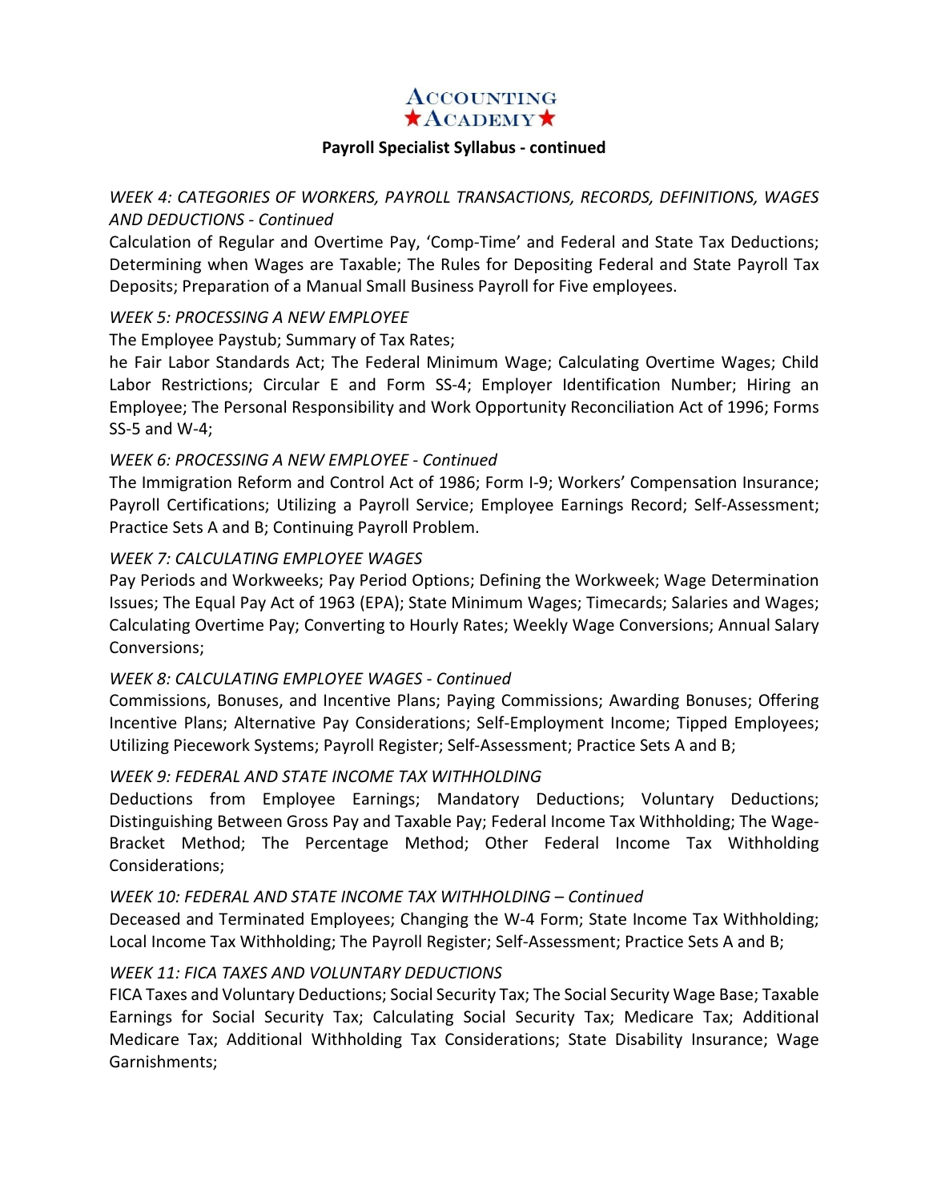# ACCOUNTING ★ACADEMY★

**Payroll Specialist Syllabus - continued**

*WEEK 4: CATEGORIES OF WORKERS, PAYROLL TRANSACTIONS, RECORDS, DEFINITIONS, WAGES AND DEDUCTIONS - Continued*

Calculation of Regular and Overtime Pay, 'Comp-Time' and Federal and State Tax Deductions; Determining when Wages are Taxable; The Rules for Depositing Federal and State Payroll Tax Deposits; Preparation of a Manual Small Business Payroll for Five employees.

*WEEK 5: PROCESSING A NEW EMPLOYEE*

The Employee Paystub; Summary of Tax Rates;
he Fair Labor Standards Act; The Federal Minimum Wage; Calculating Overtime Wages; Child Labor Restrictions; Circular E and Form SS-4; Employer Identification Number; Hiring an Employee; The Personal Responsibility and Work Opportunity Reconciliation Act of 1996; Forms SS-5 and W-4;

*WEEK 6: PROCESSING A NEW EMPLOYEE - Continued*

The Immigration Reform and Control Act of 1986; Form I-9; Workers' Compensation Insurance; Payroll Certifications; Utilizing a Payroll Service; Employee Earnings Record; Self-Assessment; Practice Sets A and B; Continuing Payroll Problem.

*WEEK 7: CALCULATING EMPLOYEE WAGES*

Pay Periods and Workweeks; Pay Period Options; Defining the Workweek; Wage Determination Issues; The Equal Pay Act of 1963 (EPA); State Minimum Wages; Timecards; Salaries and Wages; Calculating Overtime Pay; Converting to Hourly Rates; Weekly Wage Conversions; Annual Salary Conversions;

*WEEK 8: CALCULATING EMPLOYEE WAGES - Continued*

Commissions, Bonuses, and Incentive Plans; Paying Commissions; Awarding Bonuses; Offering Incentive Plans; Alternative Pay Considerations; Self-Employment Income; Tipped Employees; Utilizing Piecework Systems; Payroll Register; Self-Assessment; Practice Sets A and B;

*WEEK 9: FEDERAL AND STATE INCOME TAX WITHHOLDING*

Deductions from Employee Earnings; Mandatory Deductions; Voluntary Deductions; Distinguishing Between Gross Pay and Taxable Pay; Federal Income Tax Withholding; The Wage-Bracket Method; The Percentage Method; Other Federal Income Tax Withholding Considerations;

*WEEK 10: FEDERAL AND STATE INCOME TAX WITHHOLDING – Continued*

Deceased and Terminated Employees; Changing the W-4 Form; State Income Tax Withholding; Local Income Tax Withholding; The Payroll Register; Self-Assessment; Practice Sets A and B;

*WEEK 11: FICA TAXES AND VOLUNTARY DEDUCTIONS*

FICA Taxes and Voluntary Deductions; Social Security Tax; The Social Security Wage Base; Taxable Earnings for Social Security Tax; Calculating Social Security Tax; Medicare Tax; Additional Medicare Tax; Additional Withholding Tax Considerations; State Disability Insurance; Wage Garnishments;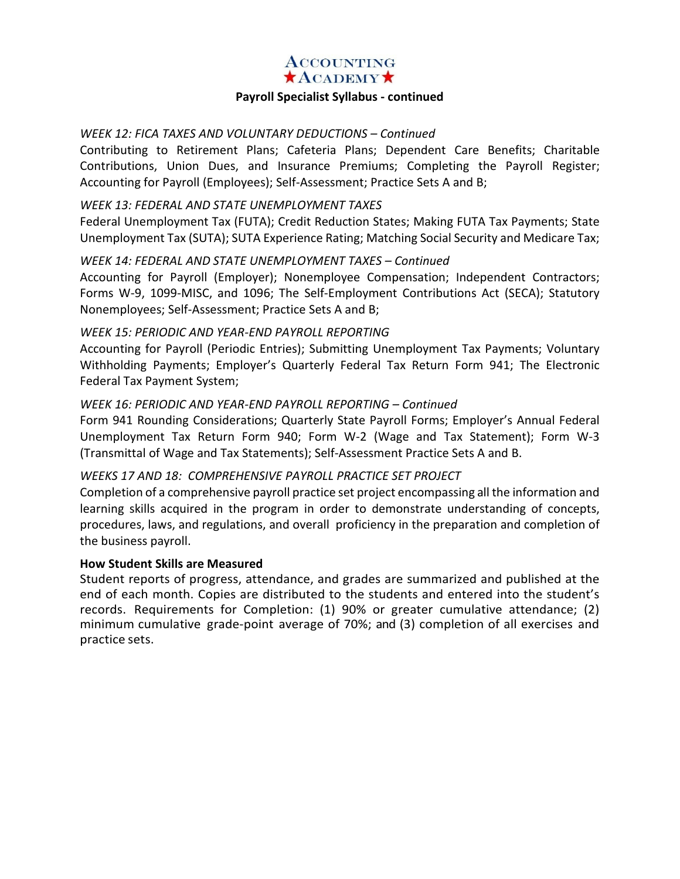*WEEK 12: FICA TAXES AND VOLUNTARY DEDUCTIONS – Continued*
Contributing to Retirement Plans; Cafeteria Plans; Dependent Care Benefits; Charitable Contributions, Union Dues, and Insurance Premiums; Completing the Payroll Register; Accounting for Payroll (Employees); Self-Assessment; Practice Sets A and B;

*WEEK 13: FEDERAL AND STATE UNEMPLOYMENT TAXES*
Federal Unemployment Tax (FUTA); Credit Reduction States; Making FUTA Tax Payments; State Unemployment Tax (SUTA); SUTA Experience Rating; Matching Social Security and Medicare Tax;

*WEEK 14: FEDERAL AND STATE UNEMPLOYMENT TAXES – Continued*
Accounting for Payroll (Employer); Nonemployee Compensation; Independent Contractors; Forms W-9, 1099-MISC, and 1096; The Self-Employment Contributions Act (SECA); Statutory Nonemployees; Self-Assessment; Practice Sets A and B;

*WEEK 15: PERIODIC AND YEAR-END PAYROLL REPORTING*
Accounting for Payroll (Periodic Entries); Submitting Unemployment Tax Payments; Voluntary Withholding Payments; Employer's Quarterly Federal Tax Return Form 941; The Electronic Federal Tax Payment System;

*WEEK 16: PERIODIC AND YEAR-END PAYROLL REPORTING – Continued*
Form 941 Rounding Considerations; Quarterly State Payroll Forms; Employer's Annual Federal Unemployment Tax Return Form 940; Form W-2 (Wage and Tax Statement); Form W-3 (Transmittal of Wage and Tax Statements); Self-Assessment Practice Sets A and B.

*WEEKS 17 AND 18: COMPREHENSIVE PAYROLL PRACTICE SET PROJECT*
Completion of a comprehensive payroll practice set project encompassing all the information and learning skills acquired in the program in order to demonstrate understanding of concepts, procedures, laws, and regulations, and overall proficiency in the preparation and completion of the business payroll.

**How Student Skills are Measured**
Student reports of progress, attendance, and grades are summarized and published at the end of each month. Copies are distributed to the students and entered into the student's records. Requirements for Completion: (1) 90% or greater cumulative attendance; (2) minimum cumulative grade-point average of 70%; and (3) completion of all exercises and practice sets.